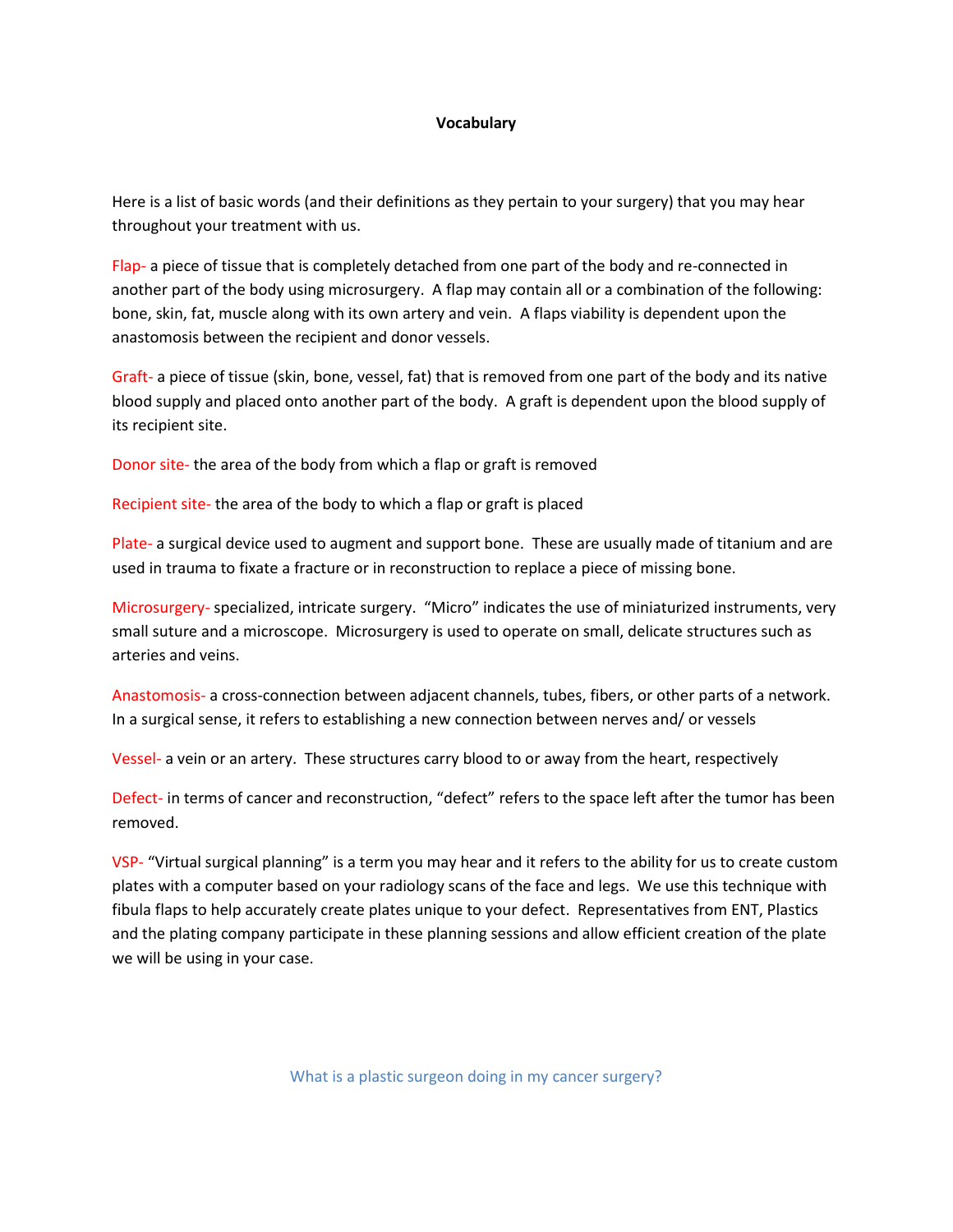# Vocabulary

Here is a list of basic words (and their definitions as they pertain to your surgery) that you may hear throughout your treatment with us.

**Flap-** a piece of tissue that is completely detached from one part of the body and re-connected in another part of the body using microsurgery. A flap may contain all or a combination of the following: bone, skin, fat, muscle along with its own artery and vein. A flaps viability is dependent upon the anastomosis between the recipient and donor vessels.

**Graft-** a piece of tissue (skin, bone, vessel, fat) that is removed from one part of the body and its native blood supply and placed onto another part of the body. A graft is dependent upon the blood supply of its recipient site.

**Donor site-** the area of the body from which a flap or graft is removed

**Recipient site-** the area of the body to which a flap or graft is placed

**Plate-** a surgical device used to augment and support bone. These are usually made of titanium and are used in trauma to fixate a fracture or in reconstruction to replace a piece of missing bone.

**Microsurgery-** specialized, intricate surgery. "Micro" indicates the use of miniaturized instruments, very small suture and a microscope. Microsurgery is used to operate on small, delicate structures such as arteries and veins.

**Anastomosis-** a cross-connection between adjacent channels, tubes, fibers, or other parts of a network. In a surgical sense, it refers to establishing a new connection between nerves and/ or vessels

**Vessel-** a vein or an artery. These structures carry blood to or away from the heart, respectively

**Defect-** in terms of cancer and reconstruction, "defect" refers to the space left after the tumor has been removed.

**VSP-** "Virtual surgical planning" is a term you may hear and it refers to the ability for us to create custom plates with a computer based on your radiology scans of the face and legs. We use this technique with fibula flaps to help accurately create plates unique to your defect. Representatives from ENT, Plastics and the plating company participate in these planning sessions and allow efficient creation of the plate we will be using in your case.

## What is a plastic surgeon doing in my cancer surgery?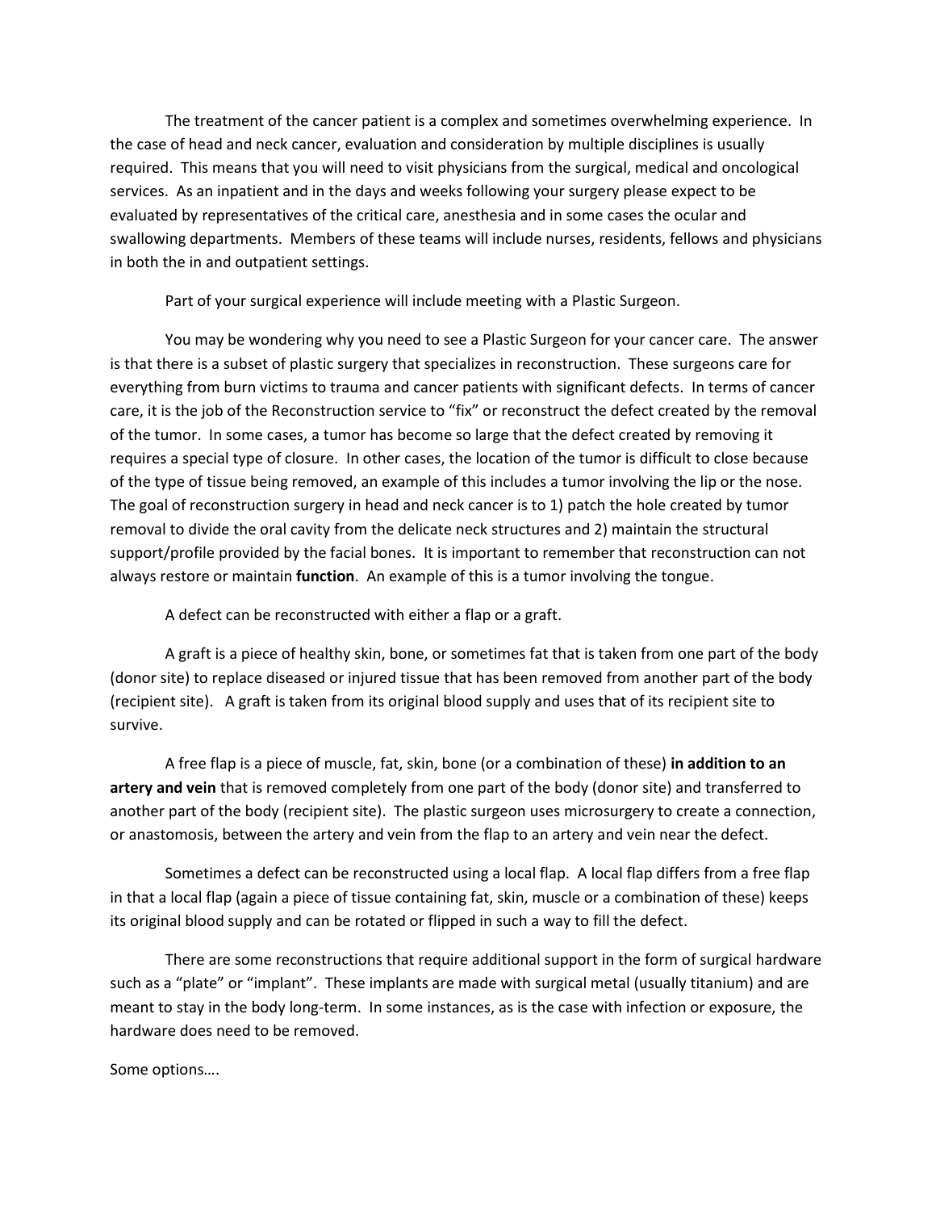The treatment of the cancer patient is a complex and sometimes overwhelming experience. In the case of head and neck cancer, evaluation and consideration by multiple disciplines is usually required. This means that you will need to visit physicians from the surgical, medical and oncological services. As an inpatient and in the days and weeks following your surgery please expect to be evaluated by representatives of the critical care, anesthesia and in some cases the ocular and swallowing departments. Members of these teams will include nurses, residents, fellows and physicians in both the in and outpatient settings.

Part of your surgical experience will include meeting with a Plastic Surgeon.

You may be wondering why you need to see a Plastic Surgeon for your cancer care. The answer is that there is a subset of plastic surgery that specializes in reconstruction. These surgeons care for everything from burn victims to trauma and cancer patients with significant defects. In terms of cancer care, it is the job of the Reconstruction service to "fix" or reconstruct the defect created by the removal of the tumor. In some cases, a tumor has become so large that the defect created by removing it requires a special type of closure. In other cases, the location of the tumor is difficult to close because of the type of tissue being removed, an example of this includes a tumor involving the lip or the nose. The goal of reconstruction surgery in head and neck cancer is to 1) patch the hole created by tumor removal to divide the oral cavity from the delicate neck structures and 2) maintain the structural support/profile provided by the facial bones. It is important to remember that reconstruction can not always restore or maintain **function**. An example of this is a tumor involving the tongue.

A defect can be reconstructed with either a flap or a graft.

A graft is a piece of healthy skin, bone, or sometimes fat that is taken from one part of the body (donor site) to replace diseased or injured tissue that has been removed from another part of the body (recipient site). A graft is taken from its original blood supply and uses that of its recipient site to survive.

A free flap is a piece of muscle, fat, skin, bone (or a combination of these) **in addition to an artery and vein** that is removed completely from one part of the body (donor site) and transferred to another part of the body (recipient site). The plastic surgeon uses microsurgery to create a connection, or anastomosis, between the artery and vein from the flap to an artery and vein near the defect.

Sometimes a defect can be reconstructed using a local flap. A local flap differs from a free flap in that a local flap (again a piece of tissue containing fat, skin, muscle or a combination of these) keeps its original blood supply and can be rotated or flipped in such a way to fill the defect.

There are some reconstructions that require additional support in the form of surgical hardware such as a "plate" or "implant". These implants are made with surgical metal (usually titanium) and are meant to stay in the body long-term. In some instances, as is the case with infection or exposure, the hardware does need to be removed.

Some options….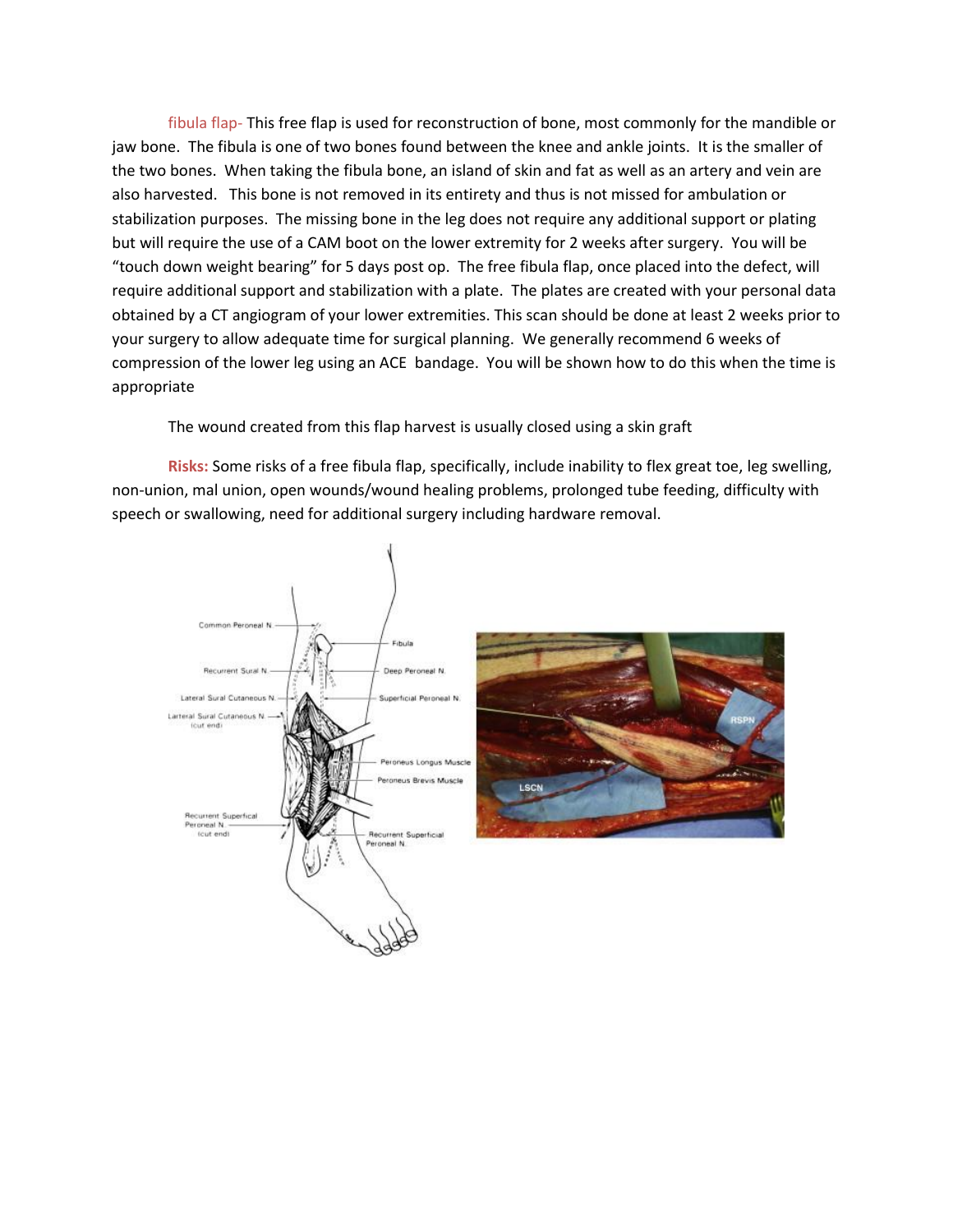fibula flap- This free flap is used for reconstruction of bone, most commonly for the mandible or jaw bone. The fibula is one of two bones found between the knee and ankle joints. It is the smaller of the two bones. When taking the fibula bone, an island of skin and fat as well as an artery and vein are also harvested. This bone is not removed in its entirety and thus is not missed for ambulation or stabilization purposes. The missing bone in the leg does not require any additional support or plating but will require the use of a CAM boot on the lower extremity for 2 weeks after surgery. You will be "touch down weight bearing" for 5 days post op. The free fibula flap, once placed into the defect, will require additional support and stabilization with a plate. The plates are created with your personal data obtained by a CT angiogram of your lower extremities. This scan should be done at least 2 weeks prior to your surgery to allow adequate time for surgical planning. We generally recommend 6 weeks of compression of the lower leg using an ACE bandage. You will be shown how to do this when the time is appropriate

The wound created from this flap harvest is usually closed using a skin graft

**Risks:** Some risks of a free fibula flap, specifically, include inability to flex great toe, leg swelling, non-union, mal union, open wounds/wound healing problems, prolonged tube feeding, difficulty with speech or swallowing, need for additional surgery including hardware removal.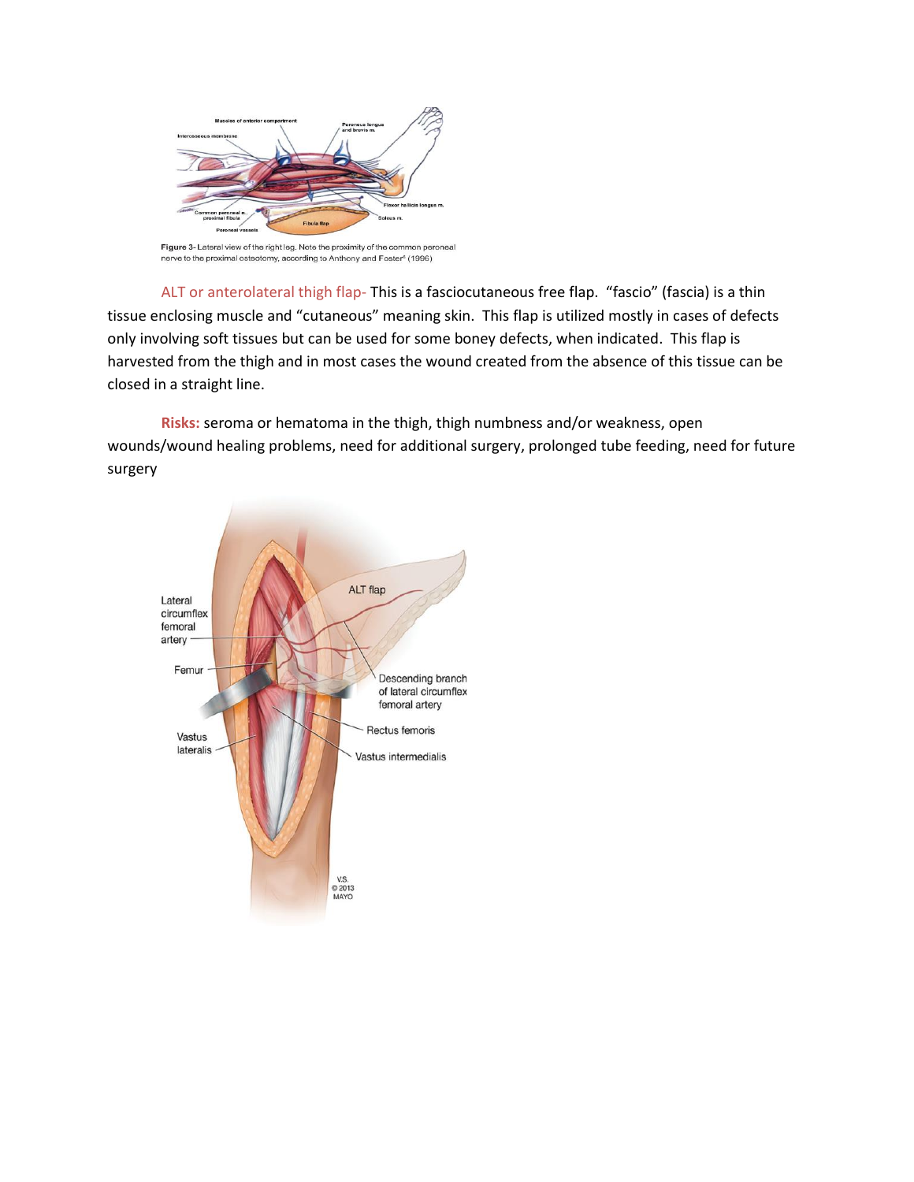Figure 3- Lateral view of the right leg. Note the proximity of the common peroneal nerve to the proximal osteotomy, according to Anthony and Foster[6] (1996)

ALT or anterolateral thigh flap- This is a fasciocutaneous free flap. "fascio" (fascia) is a thin tissue enclosing muscle and "cutaneous" meaning skin. This flap is utilized mostly in cases of defects only involving soft tissues but can be used for some boney defects, when indicated. This flap is harvested from the thigh and in most cases the wound created from the absence of this tissue can be closed in a straight line.

**Risks:** seroma or hematoma in the thigh, thigh numbness and/or weakness, open wounds/wound healing problems, need for additional surgery, prolonged tube feeding, need for future surgery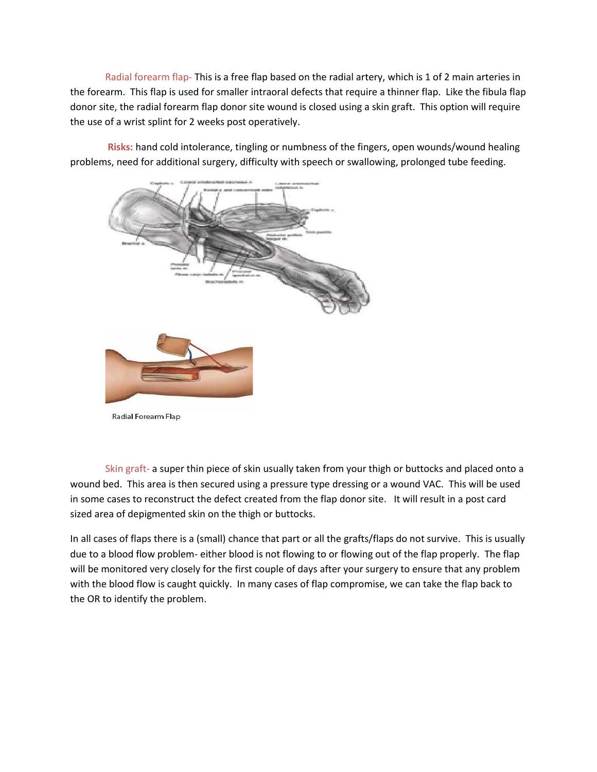Radial forearm flap- This is a free flap based on the radial artery, which is 1 of 2 main arteries in the forearm. This flap is used for smaller intraoral defects that require a thinner flap. Like the fibula flap donor site, the radial forearm flap donor site wound is closed using a skin graft. This option will require the use of a wrist splint for 2 weeks post operatively.

**Risks:** hand cold intolerance, tingling or numbness of the fingers, open wounds/wound healing problems, need for additional surgery, difficulty with speech or swallowing, prolonged tube feeding.

Radial Forearm Flap

Skin graft- a super thin piece of skin usually taken from your thigh or buttocks and placed onto a wound bed. This area is then secured using a pressure type dressing or a wound VAC. This will be used in some cases to reconstruct the defect created from the flap donor site. It will result in a post card sized area of depigmented skin on the thigh or buttocks.

In all cases of flaps there is a (small) chance that part or all the grafts/flaps do not survive. This is usually due to a blood flow problem- either blood is not flowing to or flowing out of the flap properly. The flap will be monitored very closely for the first couple of days after your surgery to ensure that any problem with the blood flow is caught quickly. In many cases of flap compromise, we can take the flap back to the OR to identify the problem.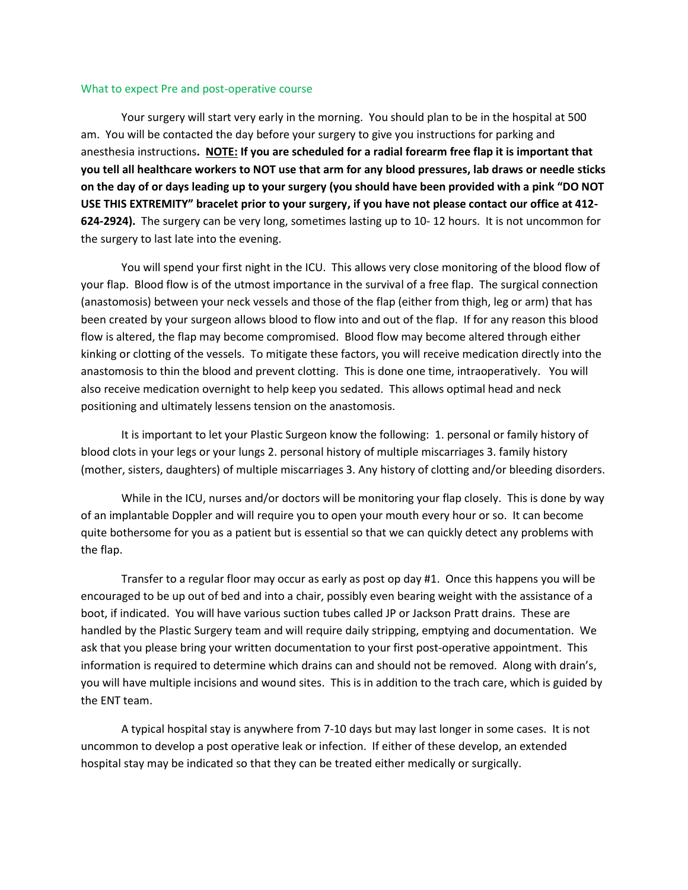## What to expect Pre and post-operative course

Your surgery will start very early in the morning. You should plan to be in the hospital at 500 am. You will be contacted the day before your surgery to give you instructions for parking and anesthesia instructions**. <u>NOTE:</u> If you are scheduled for a radial forearm free flap it is important that you tell all healthcare workers to NOT use that arm for any blood pressures, lab draws or needle sticks on the day of or days leading up to your surgery (you should have been provided with a pink "DO NOT USE THIS EXTREMITY" bracelet prior to your surgery, if you have not please contact our office at 412-624-2924).** The surgery can be very long, sometimes lasting up to 10- 12 hours. It is not uncommon for the surgery to last late into the evening.

You will spend your first night in the ICU. This allows very close monitoring of the blood flow of your flap. Blood flow is of the utmost importance in the survival of a free flap. The surgical connection (anastomosis) between your neck vessels and those of the flap (either from thigh, leg or arm) that has been created by your surgeon allows blood to flow into and out of the flap. If for any reason this blood flow is altered, the flap may become compromised. Blood flow may become altered through either kinking or clotting of the vessels. To mitigate these factors, you will receive medication directly into the anastomosis to thin the blood and prevent clotting. This is done one time, intraoperatively. You will also receive medication overnight to help keep you sedated. This allows optimal head and neck positioning and ultimately lessens tension on the anastomosis.

It is important to let your Plastic Surgeon know the following: 1. personal or family history of blood clots in your legs or your lungs 2. personal history of multiple miscarriages 3. family history (mother, sisters, daughters) of multiple miscarriages 3. Any history of clotting and/or bleeding disorders.

While in the ICU, nurses and/or doctors will be monitoring your flap closely. This is done by way of an implantable Doppler and will require you to open your mouth every hour or so. It can become quite bothersome for you as a patient but is essential so that we can quickly detect any problems with the flap.

Transfer to a regular floor may occur as early as post op day #1. Once this happens you will be encouraged to be up out of bed and into a chair, possibly even bearing weight with the assistance of a boot, if indicated. You will have various suction tubes called JP or Jackson Pratt drains. These are handled by the Plastic Surgery team and will require daily stripping, emptying and documentation. We ask that you please bring your written documentation to your first post-operative appointment. This information is required to determine which drains can and should not be removed. Along with drain's, you will have multiple incisions and wound sites. This is in addition to the trach care, which is guided by the ENT team.

A typical hospital stay is anywhere from 7-10 days but may last longer in some cases. It is not uncommon to develop a post operative leak or infection. If either of these develop, an extended hospital stay may be indicated so that they can be treated either medically or surgically.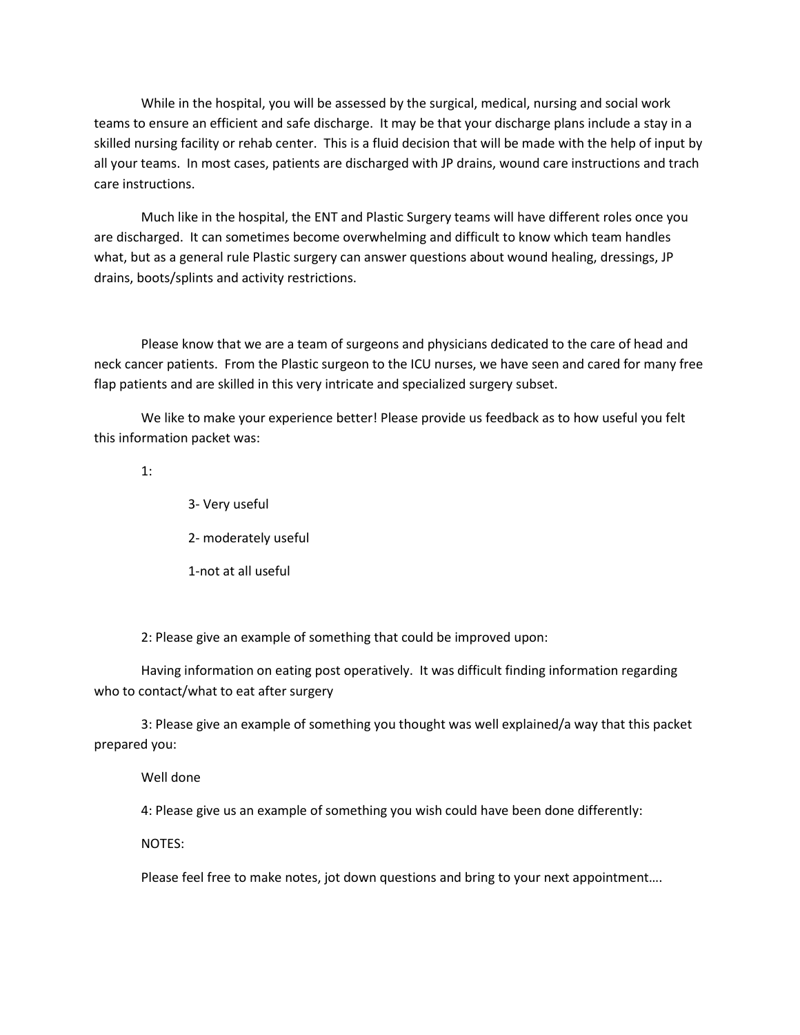While in the hospital, you will be assessed by the surgical, medical, nursing and social work teams to ensure an efficient and safe discharge. It may be that your discharge plans include a stay in a skilled nursing facility or rehab center. This is a fluid decision that will be made with the help of input by all your teams. In most cases, patients are discharged with JP drains, wound care instructions and trach care instructions.

Much like in the hospital, the ENT and Plastic Surgery teams will have different roles once you are discharged. It can sometimes become overwhelming and difficult to know which team handles what, but as a general rule Plastic surgery can answer questions about wound healing, dressings, JP drains, boots/splints and activity restrictions.

Please know that we are a team of surgeons and physicians dedicated to the care of head and neck cancer patients. From the Plastic surgeon to the ICU nurses, we have seen and cared for many free flap patients and are skilled in this very intricate and specialized surgery subset.

We like to make your experience better! Please provide us feedback as to how useful you felt this information packet was:

1:

3- Very useful

2- moderately useful

1-not at all useful

2: Please give an example of something that could be improved upon:

Having information on eating post operatively. It was difficult finding information regarding who to contact/what to eat after surgery

3: Please give an example of something you thought was well explained/a way that this packet prepared you:

Well done

4: Please give us an example of something you wish could have been done differently:

NOTES:

Please feel free to make notes, jot down questions and bring to your next appointment….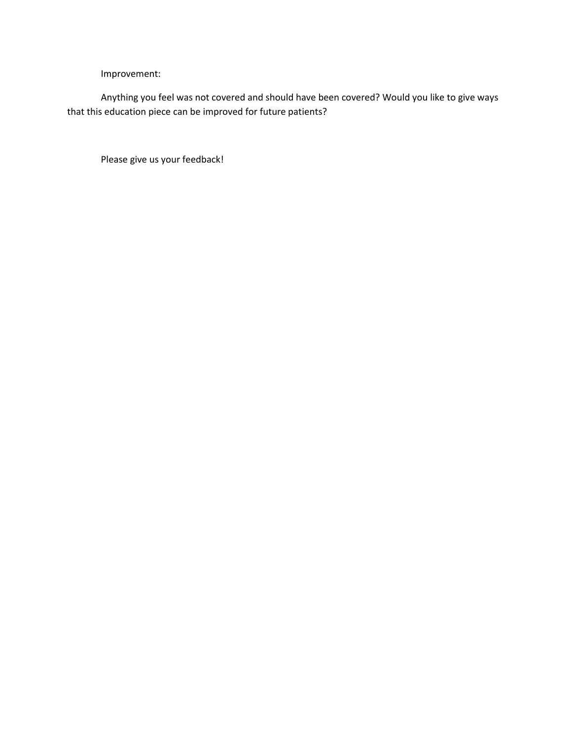Improvement:

Anything you feel was not covered and should have been covered? Would you like to give ways that this education piece can be improved for future patients?

Please give us your feedback!